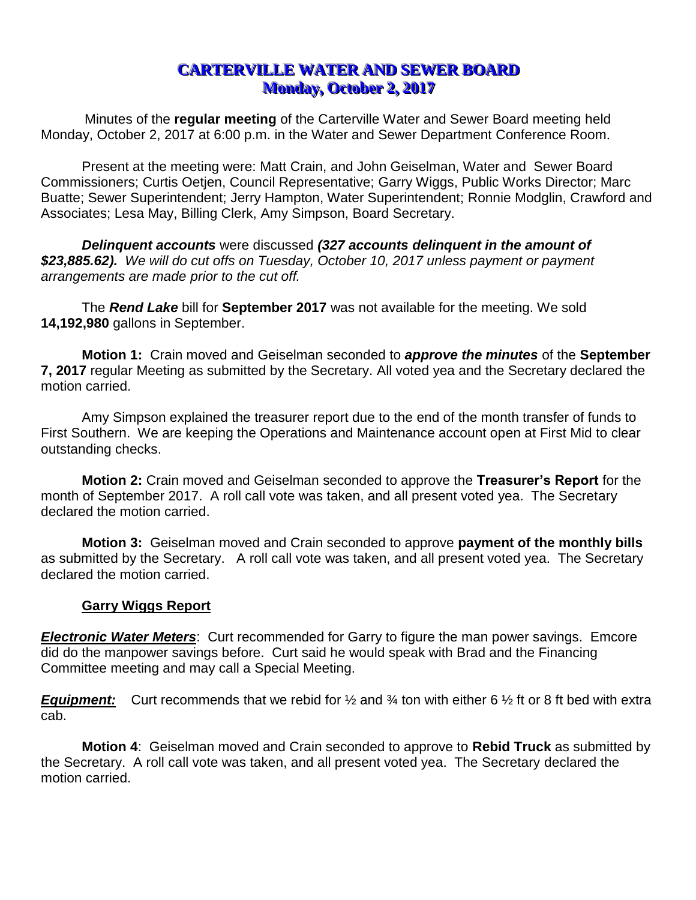# CARTERVILLE WATER AND SEWER BOARD
## Monday, October 2, 2017

Minutes of the **regular meeting** of the Carterville Water and Sewer Board meeting held Monday, October 2, 2017 at 6:00 p.m. in the Water and Sewer Department Conference Room.

Present at the meeting were: Matt Crain, and John Geiselman, Water and Sewer Board Commissioners; Curtis Oetjen, Council Representative; Garry Wiggs, Public Works Director; Marc Buatte; Sewer Superintendent; Jerry Hampton, Water Superintendent; Ronnie Modglin, Crawford and Associates; Lesa May, Billing Clerk, Amy Simpson, Board Secretary.

***Delinquent accounts*** were discussed ***(327 accounts delinquent in the amount of $23,885.62).*** *We will do cut offs on Tuesday, October 10, 2017 unless payment or payment arrangements are made prior to the cut off.*

The ***Rend Lake*** bill for **September 2017** was not available for the meeting. We sold **14,192,980** gallons in September.

**Motion 1:** Crain moved and Geiselman seconded to ***approve the minutes*** of the **September 7, 2017** regular Meeting as submitted by the Secretary. All voted yea and the Secretary declared the motion carried.

Amy Simpson explained the treasurer report due to the end of the month transfer of funds to First Southern. We are keeping the Operations and Maintenance account open at First Mid to clear outstanding checks.

**Motion 2:** Crain moved and Geiselman seconded to approve the **Treasurer's Report** for the month of September 2017. A roll call vote was taken, and all present voted yea. The Secretary declared the motion carried.

**Motion 3:** Geiselman moved and Crain seconded to approve **payment of the monthly bills** as submitted by the Secretary. A roll call vote was taken, and all present voted yea. The Secretary declared the motion carried.

### Garry Wiggs Report

***Electronic Water Meters***: Curt recommended for Garry to figure the man power savings. Emcore did do the manpower savings before. Curt said he would speak with Brad and the Financing Committee meeting and may call a Special Meeting.

***Equipment:*** Curt recommends that we rebid for ½ and ¾ ton with either 6 ½ ft or 8 ft bed with extra cab.

**Motion 4**: Geiselman moved and Crain seconded to approve to **Rebid Truck** as submitted by the Secretary. A roll call vote was taken, and all present voted yea. The Secretary declared the motion carried.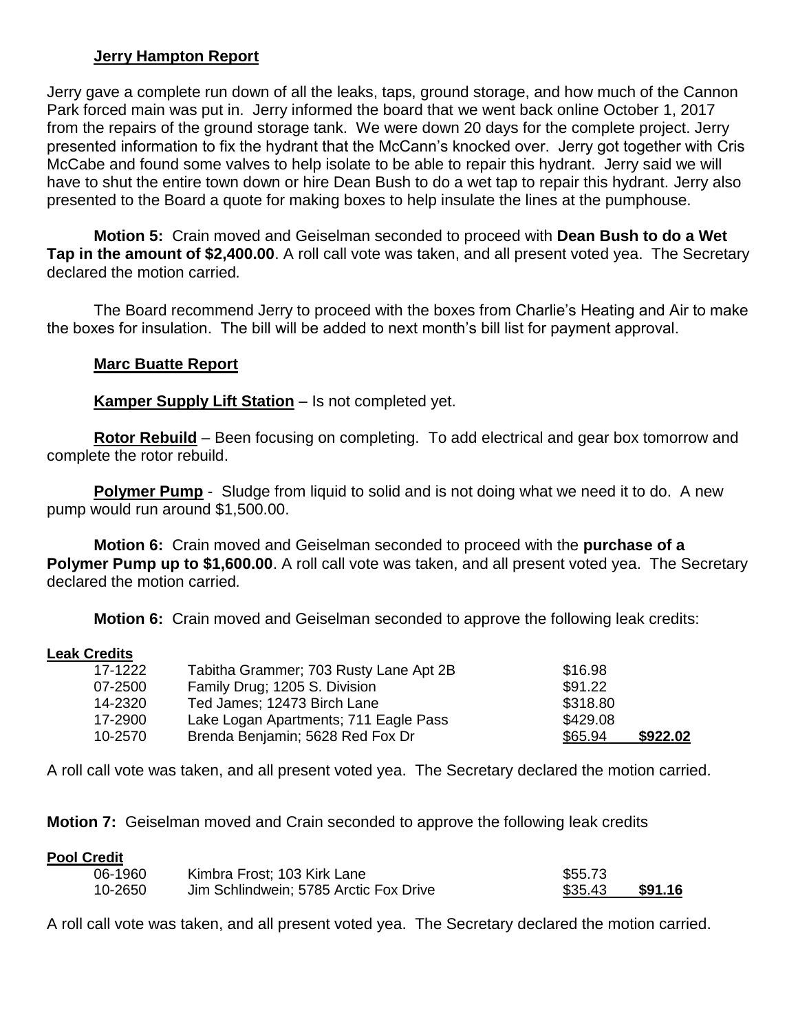### **Jerry Hampton Report**

Jerry gave a complete run down of all the leaks, taps, ground storage, and how much of the Cannon Park forced main was put in. Jerry informed the board that we went back online October 1, 2017 from the repairs of the ground storage tank. We were down 20 days for the complete project. Jerry presented information to fix the hydrant that the McCann's knocked over. Jerry got together with Cris McCabe and found some valves to help isolate to be able to repair this hydrant. Jerry said we will have to shut the entire town down or hire Dean Bush to do a wet tap to repair this hydrant. Jerry also presented to the Board a quote for making boxes to help insulate the lines at the pumphouse.

**Motion 5:** Crain moved and Geiselman seconded to proceed with **Dean Bush to do a Wet Tap in the amount of $2,400.00**. A roll call vote was taken, and all present voted yea. The Secretary declared the motion carried.

The Board recommend Jerry to proceed with the boxes from Charlie's Heating and Air to make the boxes for insulation. The bill will be added to next month's bill list for payment approval.

### **Marc Buatte Report**

**Kamper Supply Lift Station** – Is not completed yet.

**Rotor Rebuild** – Been focusing on completing. To add electrical and gear box tomorrow and complete the rotor rebuild.

**Polymer Pump** - Sludge from liquid to solid and is not doing what we need it to do. A new pump would run around $1,500.00.

**Motion 6:** Crain moved and Geiselman seconded to proceed with the **purchase of a Polymer Pump up to $1,600.00**. A roll call vote was taken, and all present voted yea. The Secretary declared the motion carried.

**Motion 6:** Crain moved and Geiselman seconded to approve the following leak credits:

**Leak Credits**

| | | | |
|---|---|---|---|
| 17-1222 | Tabitha Grammer; 703 Rusty Lane Apt 2B | $16.98 | |
| 07-2500 | Family Drug; 1205 S. Division | $91.22 | |
| 14-2320 | Ted James; 12473 Birch Lane | $318.80 | |
| 17-2900 | Lake Logan Apartments; 711 Eagle Pass | $429.08 | |
| 10-2570 | Brenda Benjamin; 5628 Red Fox Dr | $65.94 | **$922.02** |

A roll call vote was taken, and all present voted yea. The Secretary declared the motion carried.

**Motion 7:** Geiselman moved and Crain seconded to approve the following leak credits

**Pool Credit**

| | | | |
|---|---|---|---|
| 06-1960 | Kimbra Frost; 103 Kirk Lane | $55.73 | |
| 10-2650 | Jim Schlindwein; 5785 Arctic Fox Drive | $35.43 | **$91.16** |

A roll call vote was taken, and all present voted yea. The Secretary declared the motion carried.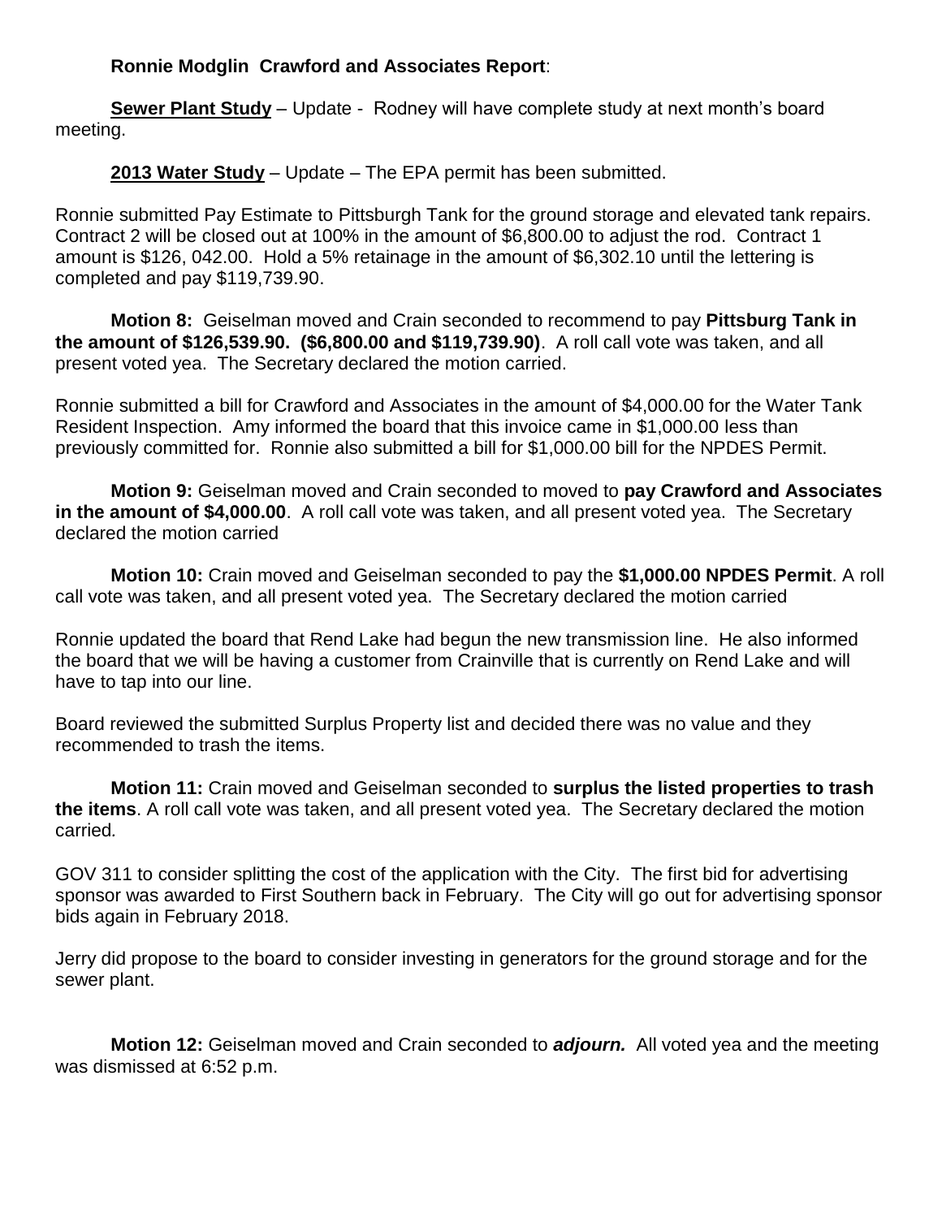**Ronnie Modglin Crawford and Associates Report**:

**Sewer Plant Study** – Update - Rodney will have complete study at next month's board meeting.

**2013 Water Study** – Update – The EPA permit has been submitted.

Ronnie submitted Pay Estimate to Pittsburgh Tank for the ground storage and elevated tank repairs. Contract 2 will be closed out at 100% in the amount of $6,800.00 to adjust the rod. Contract 1 amount is $126, 042.00. Hold a 5% retainage in the amount of $6,302.10 until the lettering is completed and pay $119,739.90.

**Motion 8:** Geiselman moved and Crain seconded to recommend to pay **Pittsburg Tank in the amount of $126,539.90. ($6,800.00 and $119,739.90)**. A roll call vote was taken, and all present voted yea. The Secretary declared the motion carried.

Ronnie submitted a bill for Crawford and Associates in the amount of $4,000.00 for the Water Tank Resident Inspection. Amy informed the board that this invoice came in $1,000.00 less than previously committed for. Ronnie also submitted a bill for $1,000.00 bill for the NPDES Permit.

**Motion 9:** Geiselman moved and Crain seconded to moved to **pay Crawford and Associates in the amount of $4,000.00**. A roll call vote was taken, and all present voted yea. The Secretary declared the motion carried

**Motion 10:** Crain moved and Geiselman seconded to pay the **$1,000.00 NPDES Permit**. A roll call vote was taken, and all present voted yea. The Secretary declared the motion carried

Ronnie updated the board that Rend Lake had begun the new transmission line. He also informed the board that we will be having a customer from Crainville that is currently on Rend Lake and will have to tap into our line.

Board reviewed the submitted Surplus Property list and decided there was no value and they recommended to trash the items.

**Motion 11:** Crain moved and Geiselman seconded to **surplus the listed properties to trash the items**. A roll call vote was taken, and all present voted yea. The Secretary declared the motion carried.

GOV 311 to consider splitting the cost of the application with the City. The first bid for advertising sponsor was awarded to First Southern back in February. The City will go out for advertising sponsor bids again in February 2018.

Jerry did propose to the board to consider investing in generators for the ground storage and for the sewer plant.

**Motion 12:** Geiselman moved and Crain seconded to ***adjourn.*** All voted yea and the meeting was dismissed at 6:52 p.m.